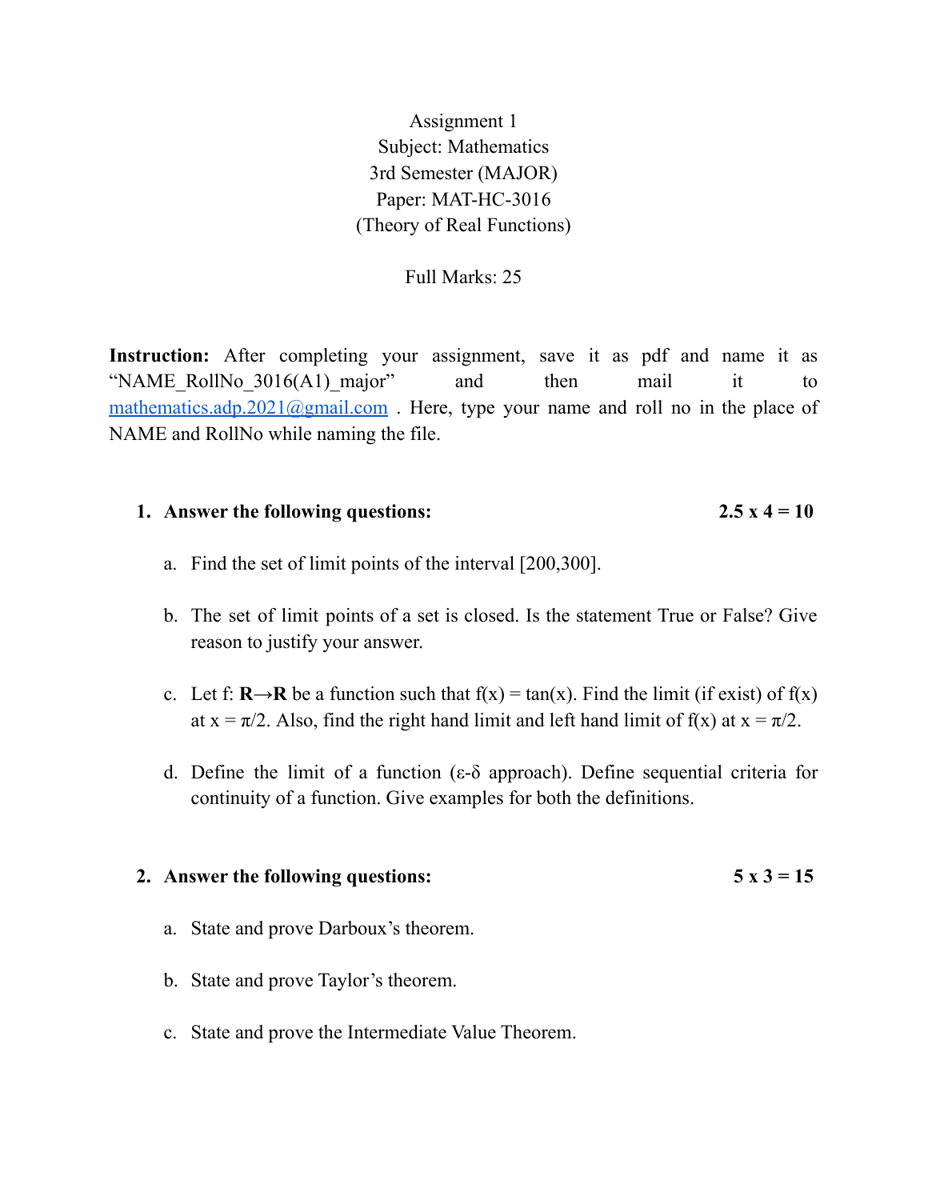Assignment 1

Subject: Mathematics

3rd Semester (MAJOR)

Paper: MAT-HC-3016

(Theory of Real Functions)

Full Marks: 25

**Instruction:** After completing your assignment, save it as pdf and name it as "NAME_RollNo_3016(A1)_major" and then mail it to mathematics.adp.2021@gmail.com . Here, type your name and roll no in the place of NAME and RollNo while naming the file.

1. **Answer the following questions:** **2.5 x 4 = 10**

   a. Find the set of limit points of the interval [200,300].

   b. The set of limit points of a set is closed. Is the statement True or False? Give reason to justify your answer.

   c. Let f: **R**→**R** be a function such that f(x) = tan(x). Find the limit (if exist) of f(x) at x = π/2. Also, find the right hand limit and left hand limit of f(x) at x = π/2.

   d. Define the limit of a function (ε-δ approach). Define sequential criteria for continuity of a function. Give examples for both the definitions.

2. **Answer the following questions:** **5 x 3 = 15**

   a. State and prove Darboux's theorem.

   b. State and prove Taylor's theorem.

   c. State and prove the Intermediate Value Theorem.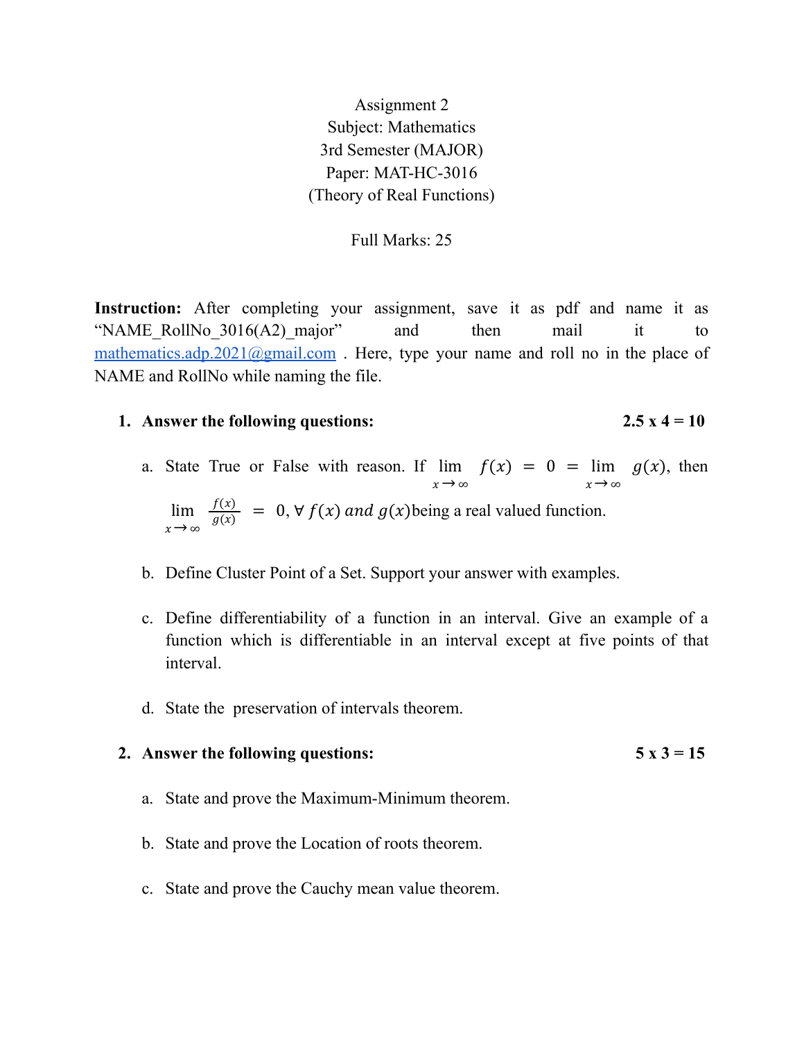Assignment 2
Subject: Mathematics
3rd Semester (MAJOR)
Paper: MAT-HC-3016
(Theory of Real Functions)

Full Marks: 25

**Instruction:** After completing your assignment, save it as pdf and name it as "NAME_RollNo_3016(A2)_major" and then mail it to mathematics.adp.2021@gmail.com . Here, type your name and roll no in the place of NAME and RollNo while naming the file.

1. **Answer the following questions:** **2.5 x 4 = 10**

   a. State True or False with reason. If $\lim_{x \to \infty} f(x) = 0 = \lim_{x \to \infty} g(x)$, then $\lim_{x \to \infty} \frac{f(x)}{g(x)} = 0, \forall\, f(x)$ *and* $g(x)$ being a real valued function.

   b. Define Cluster Point of a Set. Support your answer with examples.

   c. Define differentiability of a function in an interval. Give an example of a function which is differentiable in an interval except at five points of that interval.

   d. State the preservation of intervals theorem.

2. **Answer the following questions:** **5 x 3 = 15**

   a. State and prove the Maximum-Minimum theorem.

   b. State and prove the Location of roots theorem.

   c. State and prove the Cauchy mean value theorem.